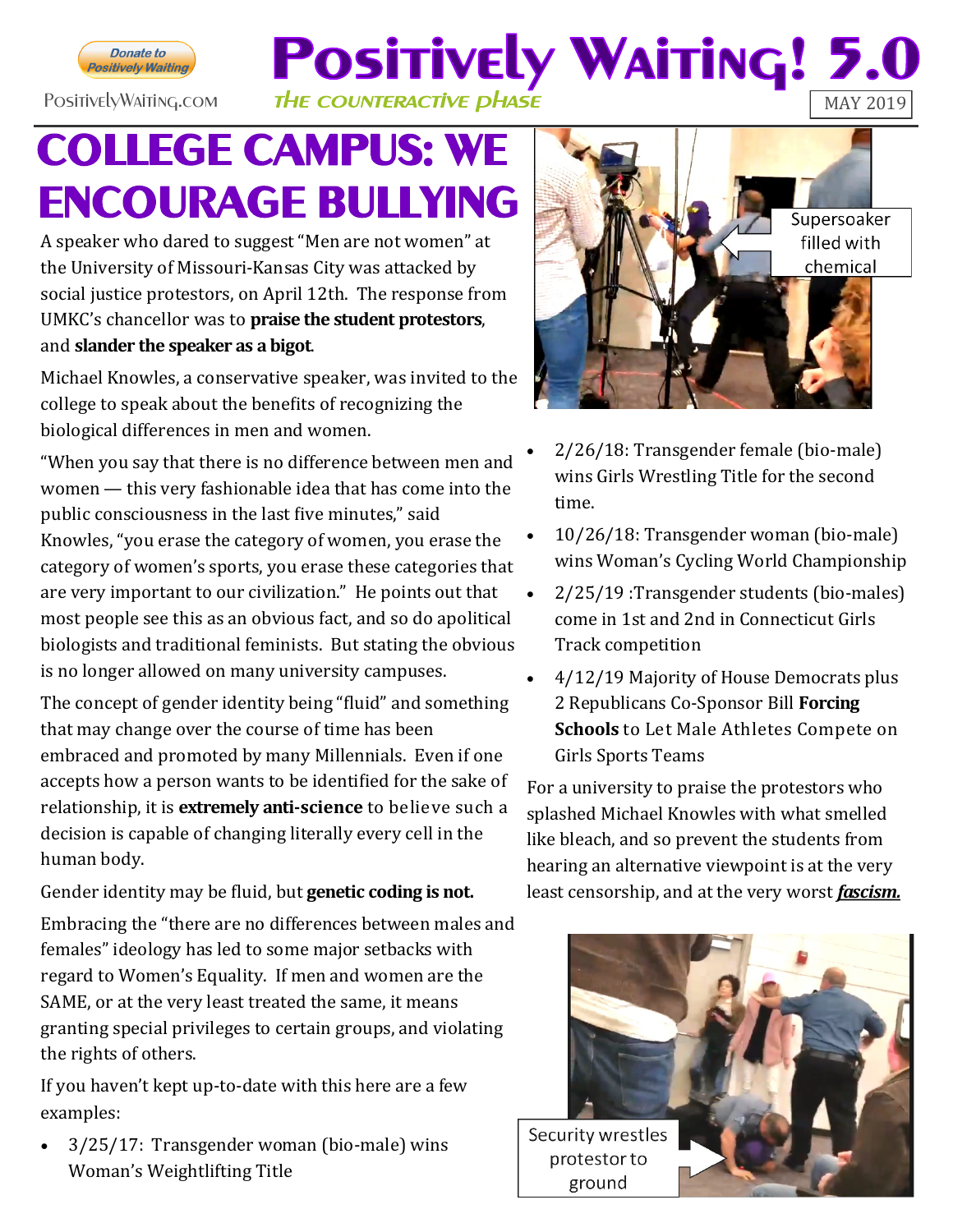# Positively Waiting! 5.0

*THE COUNTERACTIVE PHASE*

PositivelyWaiting.com

MAY 2019

# COLLEGE CAMPUS: WE ENCOURAGE BULLYING

A speaker who dared to suggest "Men are not women" at the University of Missouri-Kansas City was attacked by social justice protestors, on April 12th. The response from UMKC's chancellor was to **praise the student protestors**, and **slander the speaker as a bigot**.

Michael Knowles, a conservative speaker, was invited to the college to speak about the benefits of recognizing the biological differences in men and women.

"When you say that there is no difference between men and women — this very fashionable idea that has come into the public consciousness in the last five minutes," said Knowles, "you erase the category of women, you erase the category of women's sports, you erase these categories that are very important to our civilization." He points out that most people see this as an obvious fact, and so do apolitical biologists and traditional feminists. But stating the obvious is no longer allowed on many university campuses.

The concept of gender identity being "fluid" and something that may change over the course of time has been embraced and promoted by many Millennials. Even if one accepts how a person wants to be identified for the sake of relationship, it is **extremely anti-science** to believe such a decision is capable of changing literally every cell in the human body.

Gender identity may be fluid, but **genetic coding is not.**

Embracing the "there are no differences between males and females" ideology has led to some major setbacks with regard to Women's Equality. If men and women are the SAME, or at the very least treated the same, it means granting special privileges to certain groups, and violating the rights of others.

If you haven't kept up-to-date with this here are a few examples:

- 3/25/17: Transgender woman (bio-male) wins Woman's Weightlifting Title
- 2/26/18: Transgender female (bio-male) wins Girls Wrestling Title for the second time.
- 10/26/18: Transgender woman (bio-male) wins Woman's Cycling World Championship
- 2/25/19 :Transgender students (bio-males) come in 1st and 2nd in Connecticut Girls Track competition
- 4/12/19 Majority of House Democrats plus 2 Republicans Co-Sponsor Bill **Forcing Schools** to Let Male Athletes Compete on Girls Sports Teams

Supersoaker filled with chemical

For a university to praise the protestors who splashed Michael Knowles with what smelled like bleach, and so prevent the students from hearing an alternative viewpoint is at the very least censorship, and at the very worst ***fascism.***

Security wrestles protestor to ground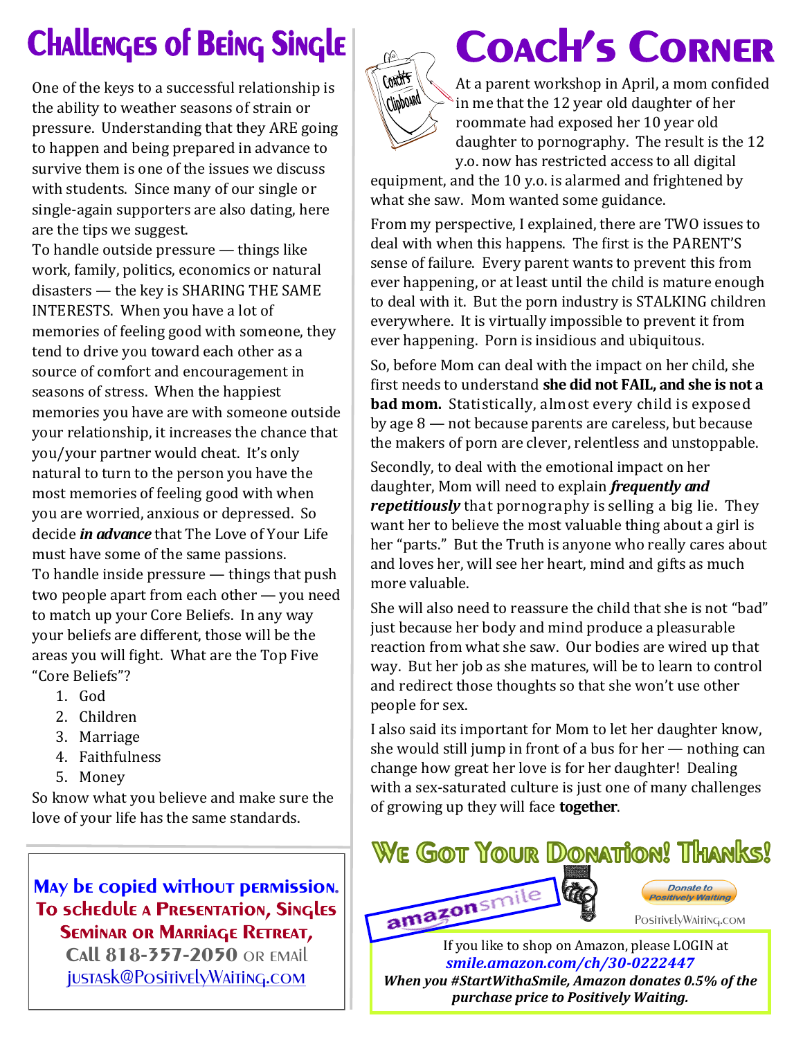# Challenges of Being Single

One of the keys to a successful relationship is the ability to weather seasons of strain or pressure. Understanding that they ARE going to happen and being prepared in advance to survive them is one of the issues we discuss with students. Since many of our single or single-again supporters are also dating, here are the tips we suggest.

To handle outside pressure — things like work, family, politics, economics or natural disasters — the key is SHARING THE SAME INTERESTS. When you have a lot of memories of feeling good with someone, they tend to drive you toward each other as a source of comfort and encouragement in seasons of stress. When the happiest memories you have are with someone outside your relationship, it increases the chance that you/your partner would cheat. It's only natural to turn to the person you have the most memories of feeling good with when you are worried, anxious or depressed. So decide ***in advance*** that The Love of Your Life must have some of the same passions.

To handle inside pressure — things that push two people apart from each other — you need to match up your Core Beliefs. In any way your beliefs are different, those will be the areas you will fight. What are the Top Five "Core Beliefs"?

1. God
2. Children
3. Marriage
4. Faithfulness
5. Money

So know what you believe and make sure the love of your life has the same standards.

**May be copied without permission.**
**To schedule a Presentation, Singles Seminar or Marriage Retreat,**
**Call 818-357-2050 or email**
justask@PositivelyWaiting.com

# Coach's Corner

Coach's Clipboard

At a parent workshop in April, a mom confided in me that the 12 year old daughter of her roommate had exposed her 10 year old daughter to pornography. The result is the 12 y.o. now has restricted access to all digital equipment, and the 10 y.o. is alarmed and frightened by what she saw. Mom wanted some guidance.

From my perspective, I explained, there are TWO issues to deal with when this happens. The first is the PARENT'S sense of failure. Every parent wants to prevent this from ever happening, or at least until the child is mature enough to deal with it. But the porn industry is STALKING children everywhere. It is virtually impossible to prevent it from ever happening. Porn is insidious and ubiquitous.

So, before Mom can deal with the impact on her child, she first needs to understand **she did not FAIL, and she is not a bad mom.** Statistically, almost every child is exposed by age 8 — not because parents are careless, but because the makers of porn are clever, relentless and unstoppable.

Secondly, to deal with the emotional impact on her daughter, Mom will need to explain ***frequently and repetitiously*** that pornography is selling a big lie. They want her to believe the most valuable thing about a girl is her "parts." But the Truth is anyone who really cares about and loves her, will see her heart, mind and gifts as much more valuable.

She will also need to reassure the child that she is not "bad" just because her body and mind produce a pleasurable reaction from what she saw. Our bodies are wired up that way. But her job as she matures, will be to learn to control and redirect those thoughts so that she won't use other people for sex.

I also said its important for Mom to let her daughter know, she would still jump in front of a bus for her — nothing can change how great her love is for her daughter! Dealing with a sex-saturated culture is just one of many challenges of growing up they will face **together**.

# We Got Your Donation! Thanks!

amazonsmile

Donate to Positively Waiting

PositivelyWaiting.com

If you like to shop on Amazon, please LOGIN at
***smile.amazon.com/ch/30-0222447***
***When you #StartWithaSmile, Amazon donates 0.5% of the purchase price to Positively Waiting.***